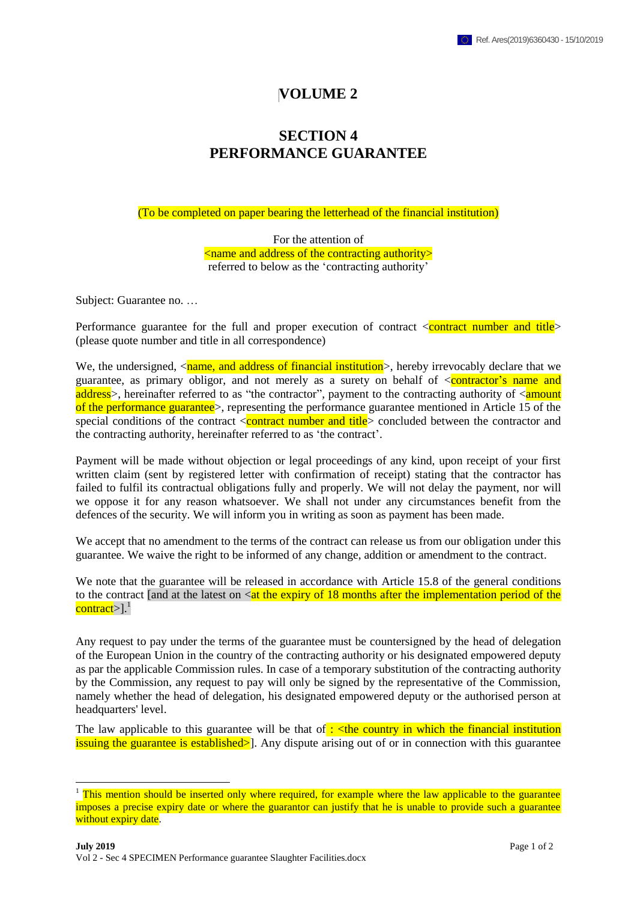# VOLUME 2

## SECTION 4
## PERFORMANCE GUARANTEE

(To be completed on paper bearing the letterhead of the financial institution)

For the attention of
<name and address of the contracting authority>
referred to below as the 'contracting authority'

Subject: Guarantee no. …

Performance guarantee for the full and proper execution of contract <contract number and title> (please quote number and title in all correspondence)

We, the undersigned, <name, and address of financial institution>, hereby irrevocably declare that we guarantee, as primary obligor, and not merely as a surety on behalf of <contractor's name and address>, hereinafter referred to as "the contractor", payment to the contracting authority of <amount of the performance guarantee>, representing the performance guarantee mentioned in Article 15 of the special conditions of the contract <contract number and title> concluded between the contractor and the contracting authority, hereinafter referred to as 'the contract'.

Payment will be made without objection or legal proceedings of any kind, upon receipt of your first written claim (sent by registered letter with confirmation of receipt) stating that the contractor has failed to fulfil its contractual obligations fully and properly. We will not delay the payment, nor will we oppose it for any reason whatsoever. We shall not under any circumstances benefit from the defences of the security. We will inform you in writing as soon as payment has been made.

We accept that no amendment to the terms of the contract can release us from our obligation under this guarantee. We waive the right to be informed of any change, addition or amendment to the contract.

We note that the guarantee will be released in accordance with Article 15.8 of the general conditions to the contract [and at the latest on <at the expiry of 18 months after the implementation period of the contract>].[1]

Any request to pay under the terms of the guarantee must be countersigned by the head of delegation of the European Union in the country of the contracting authority or his designated empowered deputy as par the applicable Commission rules. In case of a temporary substitution of the contracting authority by the Commission, any request to pay will only be signed by the representative of the Commission, namely whether the head of delegation, his designated empowered deputy or the authorised person at headquarters' level.

The law applicable to this guarantee will be that of : <the country in which the financial institution issuing the guarantee is established>]. Any dispute arising out of or in connection with this guarantee

[1] This mention should be inserted only where required, for example where the law applicable to the guarantee imposes a precise expiry date or where the guarantor can justify that he is unable to provide such a guarantee without expiry date.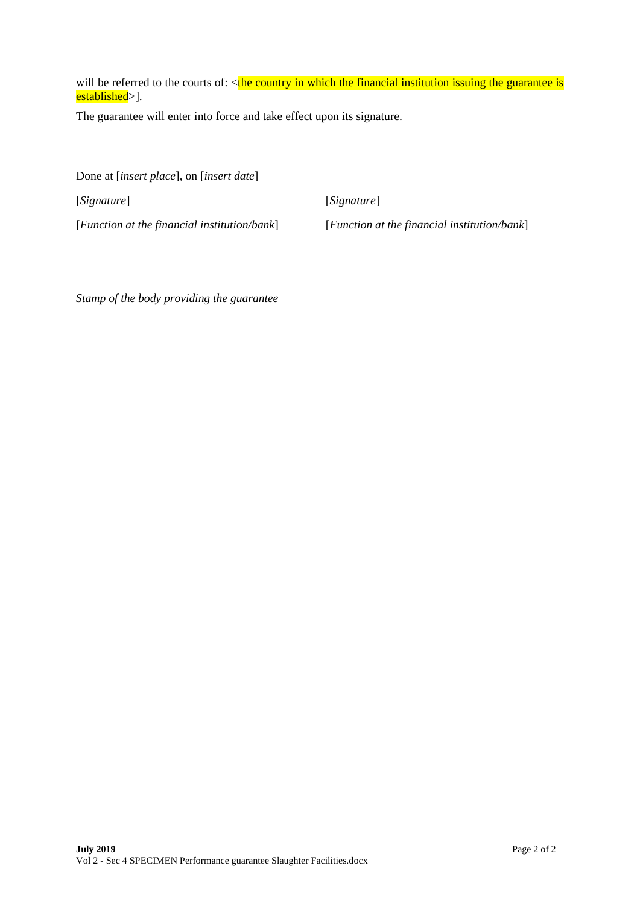will be referred to the courts of: <the country in which the financial institution issuing the guarantee is established>].

The guarantee will enter into force and take effect upon its signature.

Done at [*insert place*], on [*insert date*]

[*Signature*]

[*Function at the financial institution/bank*]

[*Signature*]

[*Function at the financial institution/bank*]

*Stamp of the body providing the guarantee*